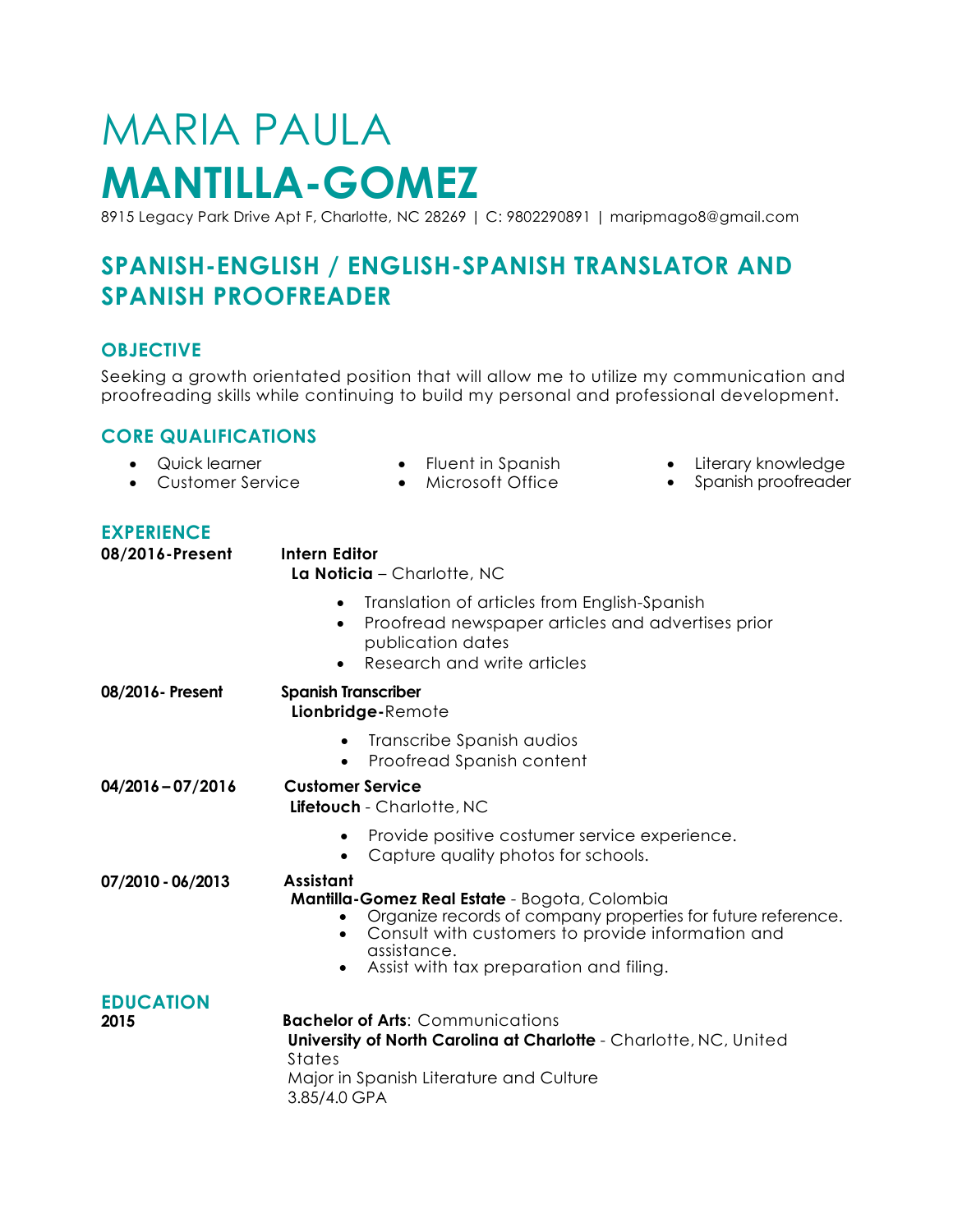# MARIA PAULA **MANTILLA-GOMEZ**

8915 Legacy Park Drive Apt F, Charlotte, NC 28269 | C: 9802290891 | maripmago8@gmail.com

## SPANISH-ENGLISH / ENGLISH-SPANISH TRANSLATOR AND SPANISH PROOFREADER

### OBJECTIVE

Seeking a growth orientated position that will allow me to utilize my communication and proofreading skills while continuing to build my personal and professional development.

### CORE QUALIFICATIONS

- Quick learner
- Customer Service
- Fluent in Spanish
- Microsoft Office
- Literary knowledge
- Spanish proofreader

### EXPERIENCE

**08/2016-Present** — **Intern Editor**
**La Noticia** – Charlotte, NC

- Translation of articles from English-Spanish
- Proofread newspaper articles and advertises prior publication dates
- Research and write articles

**08/2016- Present** — **Spanish Transcriber**
**Lionbridge-**Remote

- Transcribe Spanish audios
- Proofread Spanish content

**04/2016 – 07/2016** — **Customer Service**
**Lifetouch** - Charlotte, NC

- Provide positive costumer service experience.
- Capture quality photos for schools.

**07/2010 - 06/2013** — **Assistant**
**Mantilla-Gomez Real Estate** - Bogota, Colombia

- Organize records of company properties for future reference.
- Consult with customers to provide information and assistance.
- Assist with tax preparation and filing.

### EDUCATION

**2015** — **Bachelor of Arts**: Communications
**University of North Carolina at Charlotte** - Charlotte, NC, United States
Major in Spanish Literature and Culture
3.85/4.0 GPA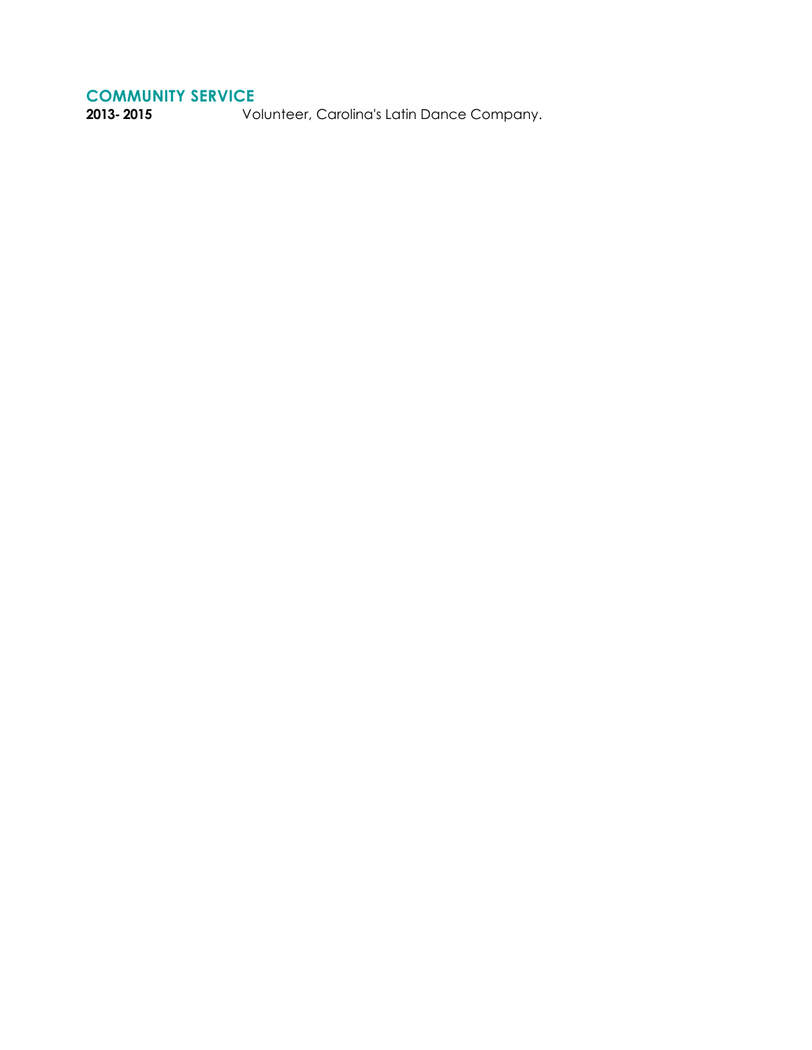## COMMUNITY SERVICE

**2013- 2015** Volunteer, Carolina's Latin Dance Company.